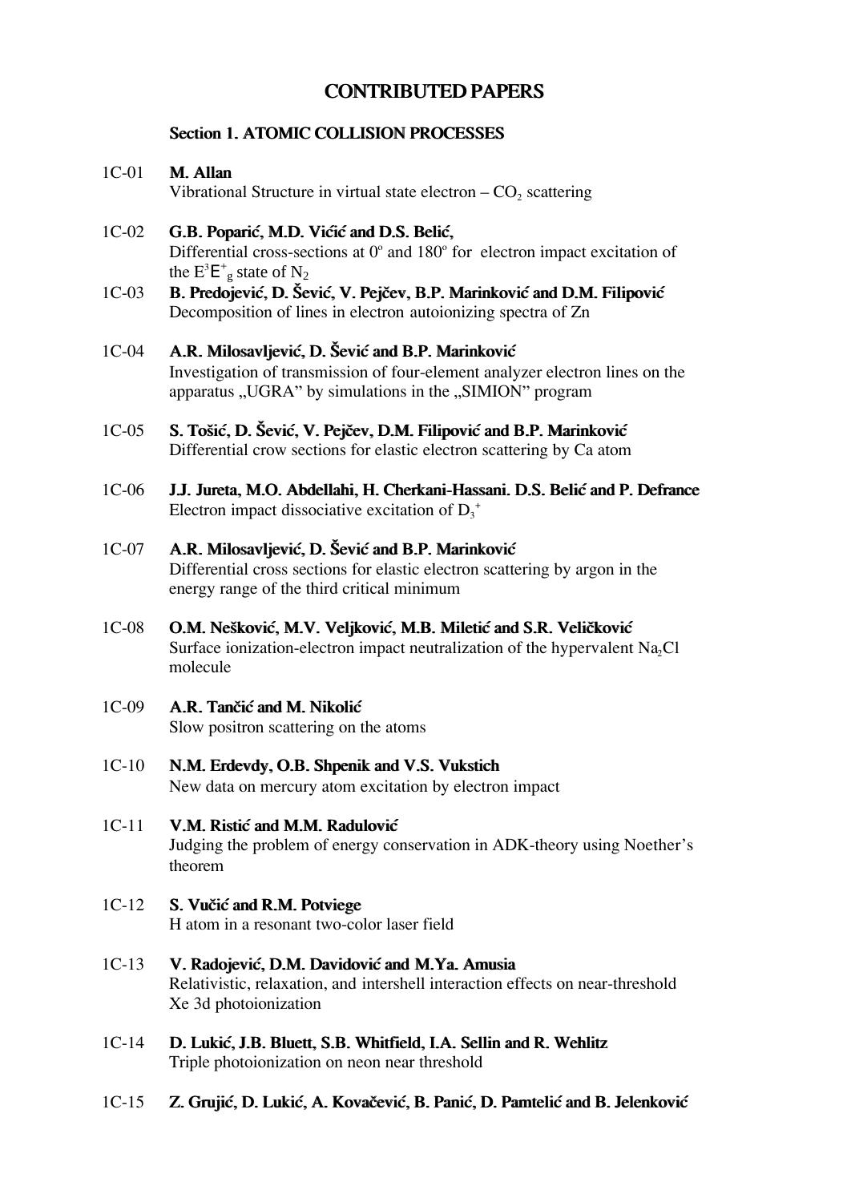# CONTRIBUTED PAPERS

## Section 1. ATOMIC COLLISION PROCESSES

1C-01 **M. Allan**
Vibrational Structure in virtual state electron – $CO_2$ scattering

1C-02 **G.B. Poparić, M.D. Vićić and D.S. Belić,**
Differential cross-sections at 0° and 180° for electron impact excitation of the $E^3Ε^+_g$ state of $N_2$

1C-03 **B. Predojević, D. Šević, V. Pejčev, B.P. Marinković and D.M. Filipović**
Decomposition of lines in electron autoionizing spectra of Zn

1C-04 **A.R. Milosavljević, D. Šević and B.P. Marinković**
Investigation of transmission of four-element analyzer electron lines on the apparatus „UGRA" by simulations in the „SIMION" program

1C-05 **S. Tošić, D. Šević, V. Pejčev, D.M. Filipović and B.P. Marinković**
Differential crow sections for elastic electron scattering by Ca atom

1C-06 **J.J. Jureta, M.O. Abdellahi, H. Cherkani-Hassani. D.S. Belić and P. Defrance**
Electron impact dissociative excitation of $D_3^+$

1C-07 **A.R. Milosavljević, D. Šević and B.P. Marinković**
Differential cross sections for elastic electron scattering by argon in the energy range of the third critical minimum

1C-08 **O.M. Nešković, M.V. Veljković, M.B. Miletić and S.R. Veličković**
Surface ionization-electron impact neutralization of the hypervalent $Na_2Cl$ molecule

1C-09 **A.R. Tančić and M. Nikolić**
Slow positron scattering on the atoms

1C-10 **N.M. Erdevdy, O.B. Shpenik and V.S. Vukstich**
New data on mercury atom excitation by electron impact

1C-11 **V.M. Ristić and M.M. Radulović**
Judging the problem of energy conservation in ADK-theory using Noether's theorem

1C-12 **S. Vučić and R.M. Potviege**
H atom in a resonant two-color laser field

1C-13 **V. Radojević, D.M. Davidović and M.Ya. Amusia**
Relativistic, relaxation, and intershell interaction effects on near-threshold Xe 3d photoionization

1C-14 **D. Lukić, J.B. Bluett, S.B. Whitfield, I.A. Sellin and R. Wehlitz**
Triple photoionization on neon near threshold

1C-15 **Z. Grujić, D. Lukić, A. Kovačević, B. Panić, D. Pamtelić and B. Jelenković**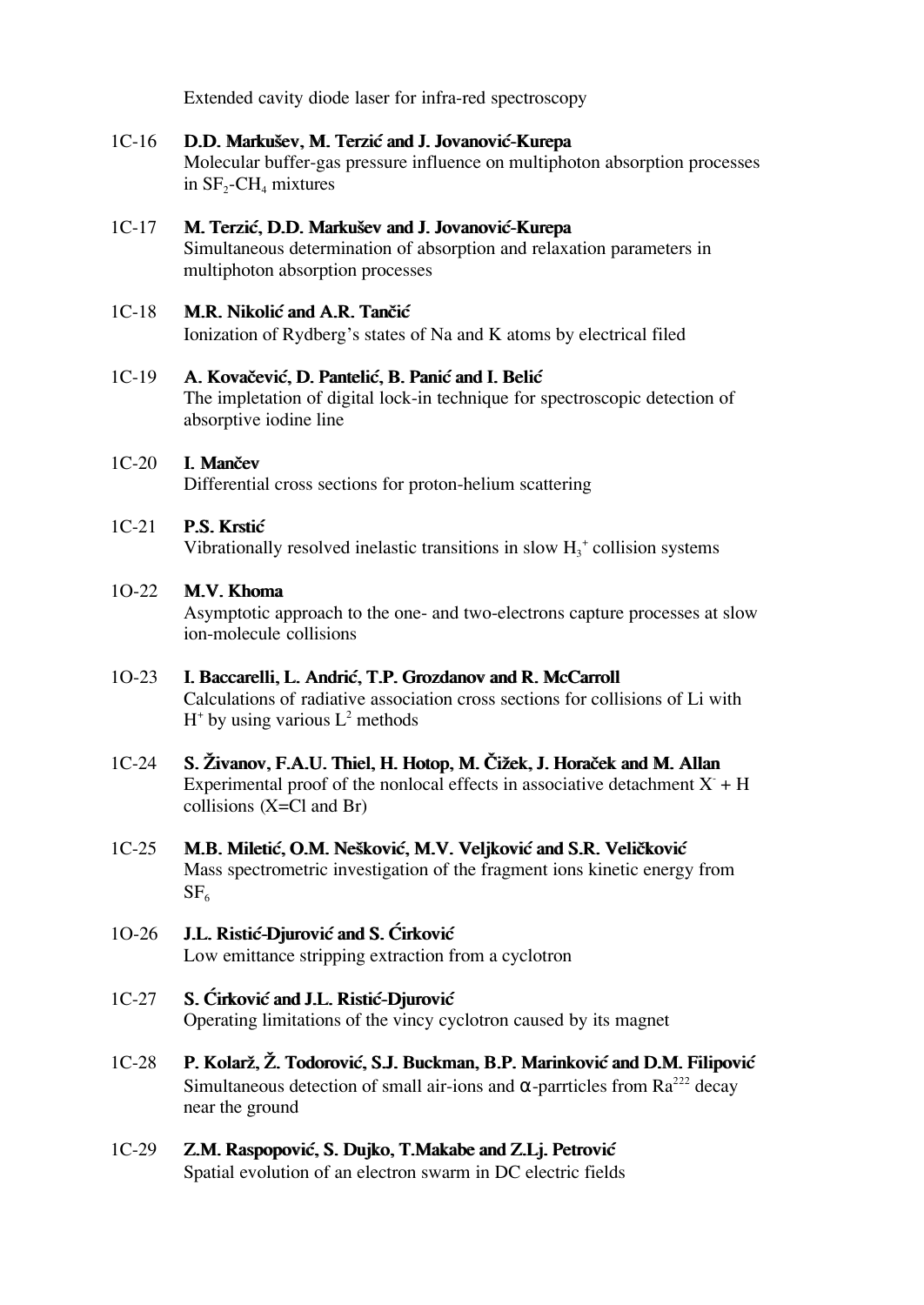Extended cavity diode laser for infra-red spectroscopy

1C-16 **D.D. Markušev, M. Terzić and J. Jovanović-Kurepa**
Molecular buffer-gas pressure influence on multiphoton absorption processes in $SF_2$-$CH_4$ mixtures

1C-17 **M. Terzić, D.D. Markušev and J. Jovanović-Kurepa**
Simultaneous determination of absorption and relaxation parameters in multiphoton absorption processes

1C-18 **M.R. Nikolić and A.R. Tančić**
Ionization of Rydberg's states of Na and K atoms by electrical filed

1C-19 **A. Kovačević, D. Pantelić, B. Panić and I. Belić**
The impletation of digital lock-in technique for spectroscopic detection of absorptive iodine line

1C-20 **I. Mančev**
Differential cross sections for proton-helium scattering

1C-21 **P.S. Krstić**
Vibrationally resolved inelastic transitions in slow $H_3^+$ collision systems

1O-22 **M.V. Khoma**
Asymptotic approach to the one- and two-electrons capture processes at slow ion-molecule collisions

1O-23 **I. Baccarelli, L. Andrić, T.P. Grozdanov and R. McCarroll**
Calculations of radiative association cross sections for collisions of Li with $H^+$ by using various $L^2$ methods

1C-24 **S. Živanov, F.A.U. Thiel, H. Hotop, M. Čižek, J. Horaček and M. Allan**
Experimental proof of the nonlocal effects in associative detachment $X^- + H$ collisions (X=Cl and Br)

1C-25 **M.B. Miletić, O.M. Nešković, M.V. Veljković and S.R. Veličković**
Mass spectrometric investigation of the fragment ions kinetic energy from $SF_6$

1O-26 **J.L. Ristić-Djurović and S. Ćirković**
Low emittance stripping extraction from a cyclotron

1C-27 **S. Ćirković and J.L. Ristić-Djurović**
Operating limitations of the vincy cyclotron caused by its magnet

1C-28 **P. Kolarž, Ž. Todorović, S.J. Buckman, B.P. Marinković and D.M. Filipović**
Simultaneous detection of small air-ions and $\alpha$-parrticles from $Ra^{222}$ decay near the ground

1C-29 **Z.M. Raspopović, S. Dujko, T.Makabe and Z.Lj. Petrović**
Spatial evolution of an electron swarm in DC electric fields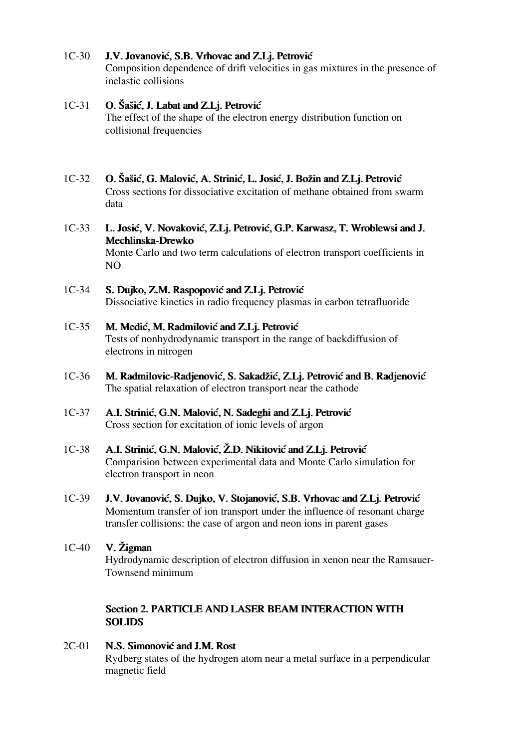1C-30 **J.V. Jovanović, S.B. Vrhovac and Z.Lj. Petrović**
Composition dependence of drift velocities in gas mixtures in the presence of inelastic collisions

1C-31 **O. Šašić, J. Labat and Z.Lj. Petrović**
The effect of the shape of the electron energy distribution function on collisional frequencies

1C-32 **O. Šašić, G. Malović, A. Strinić, L. Josić, J. Božin and Z.Lj. Petrović**
Cross sections for dissociative excitation of methane obtained from swarm data

1C-33 **L. Josić, V. Novaković, Z.Lj. Petrović, G.P. Karwasz, T. Wroblewsi and J. Mechlinska-Drewko**
Monte Carlo and two term calculations of electron transport coefficients in NO

1C-34 **S. Dujko, Z.M. Raspopović and Z.Lj. Petrović**
Dissociative kinetics in radio frequency plasmas in carbon tetrafluoride

1C-35 **M. Medić, M. Radmilović and Z.Lj. Petrović**
Tests of nonhydrodynamic transport in the range of backdiffusion of electrons in nitrogen

1C-36 **M. Radmilovic-Radjenović, S. Sakadžić, Z.Lj. Petrović and B. Radjenović**
The spatial relaxation of electron transport near the cathode

1C-37 **A.I. Strinić, G.N. Malović, N. Sadeghi and Z.Lj. Petrović**
Cross section for excitation of ionic levels of argon

1C-38 **A.I. Strinić, G.N. Malović, Ž.D. Nikitović and Z.Lj. Petrović**
Comparision between experimental data and Monte Carlo simulation for electron transport in neon

1C-39 **J.V. Jovanović, S. Dujko, V. Stojanović, S.B. Vrhovac and Z.Lj. Petrović**
Momentum transfer of ion transport under the influence of resonant charge transfer collisions: the case of argon and neon ions in parent gases

1C-40 **V. Žigman**
Hydrodynamic description of electron diffusion in xenon near the Ramsauer-Townsend minimum

## Section 2. PARTICLE AND LASER BEAM INTERACTION WITH SOLIDS

2C-01 **N.S. Simonović and J.M. Rost**
Rydberg states of the hydrogen atom near a metal surface in a perpendicular magnetic field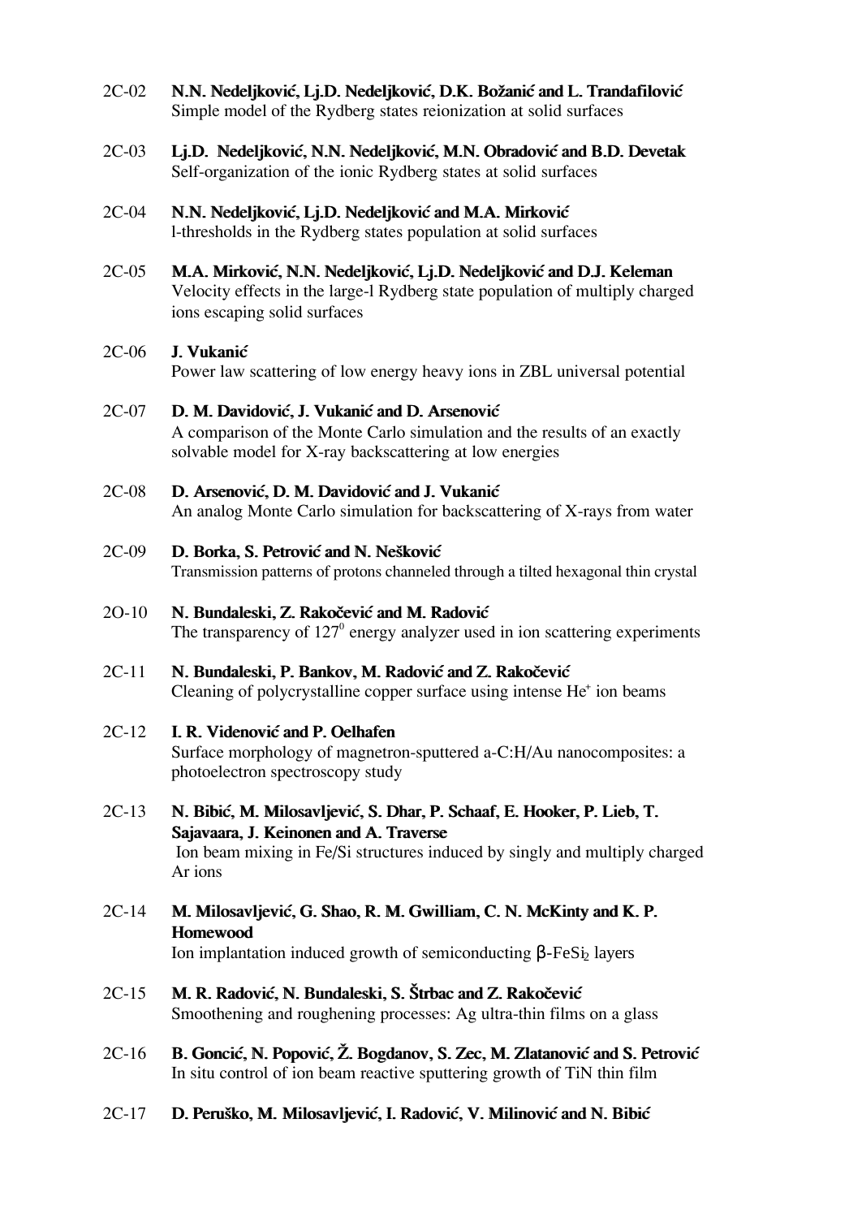2C-02 **N.N. Nedeljković, Lj.D. Nedeljković, D.K. Božanić and L. Trandafilović**
Simple model of the Rydberg states reionization at solid surfaces

2C-03 **Lj.D. Nedeljković, N.N. Nedeljković, M.N. Obradović and B.D. Devetak**
Self-organization of the ionic Rydberg states at solid surfaces

2C-04 **N.N. Nedeljković, Lj.D. Nedeljković and M.A. Mirković**
l-thresholds in the Rydberg states population at solid surfaces

2C-05 **M.A. Mirković, N.N. Nedeljković, Lj.D. Nedeljković and D.J. Keleman**
Velocity effects in the large-l Rydberg state population of multiply charged ions escaping solid surfaces

2C-06 **J. Vukanić**
Power law scattering of low energy heavy ions in ZBL universal potential

2C-07 **D. M. Davidović, J. Vukanić and D. Arsenović**
A comparison of the Monte Carlo simulation and the results of an exactly solvable model for X-ray backscattering at low energies

2C-08 **D. Arsenović, D. M. Davidović and J. Vukanić**
An analog Monte Carlo simulation for backscattering of X-rays from water

2C-09 **D. Borka, S. Petrović and N. Nešković**
Transmission patterns of protons channeled through a tilted hexagonal thin crystal

2O-10 **N. Bundaleski, Z. Rakočević and M. Radović**
The transparency of $127^0$ energy analyzer used in ion scattering experiments

2C-11 **N. Bundaleski, P. Bankov, M. Radović and Z. Rakočević**
Cleaning of polycrystalline copper surface using intense $He^+$ ion beams

2C-12 **I. R. Videnović and P. Oelhafen**
Surface morphology of magnetron-sputtered a-C:H/Au nanocomposites: a photoelectron spectroscopy study

2C-13 **N. Bibić, M. Milosavljević, S. Dhar, P. Schaaf, E. Hooker, P. Lieb, T. Sajavaara, J. Keinonen and A. Traverse**
Ion beam mixing in Fe/Si structures induced by singly and multiply charged Ar ions

2C-14 **M. Milosavljević, G. Shao, R. M. Gwilliam, C. N. McKinty and K. P. Homewood**
Ion implantation induced growth of semiconducting $\beta$-$FeSi_2$ layers

2C-15 **M. R. Radović, N. Bundaleski, S. Štrbac and Z. Rakočević**
Smoothening and roughening processes: Ag ultra-thin films on a glass

2C-16 **B. Goncić, N. Popović, Ž. Bogdanov, S. Zec, M. Zlatanović and S. Petrović**
In situ control of ion beam reactive sputtering growth of TiN thin film

2C-17 **D. Peruško, M. Milosavljević, I. Radović, V. Milinović and N. Bibić**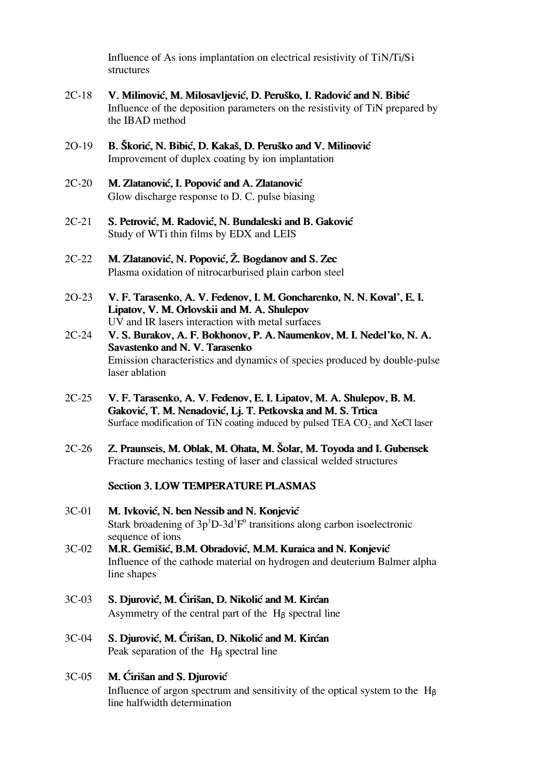Influence of As ions implantation on electrical resistivity of TiN/Ti/Si structures

2C-18 **V. Milinović, M. Milosavljević, D. Peruško, I. Radović and N. Bibić**
Influence of the deposition parameters on the resistivity of TiN prepared by the IBAD method

2O-19 **B. Škorić, N. Bibić, D. Kakaš, D. Peruško and V. Milinović**
Improvement of duplex coating by ion implantation

2C-20 **M. Zlatanović, I. Popović and A. Zlatanović**
Glow discharge response to D. C. pulse biasing

2C-21 **S. Petrović, M. Radović, N. Bundaleski and B. Gaković**
Study of WTi thin films by EDX and LEIS

2C-22 **M. Zlatanović, N. Popović, Ž. Bogdanov and S. Zec**
Plasma oxidation of nitrocarburised plain carbon steel

2O-23 **V. F. Tarasenko, A. V. Fedenov, I. M. Goncharenko, N. N. Koval', E. I. Lipatov, V. M. Orlovskii and M. A. Shulepov**
UV and IR lasers interaction with metal surfaces

2C-24 **V. S. Burakov, A. F. Bokhonov, P. A. Naumenkov, M. I. Nedel'ko, N. A. Savastenko and N. V. Tarasenko**
Emission characteristics and dynamics of species produced by double-pulse laser ablation

2C-25 **V. F. Tarasenko, A. V. Fedenov, E. I. Lipatov, M. A. Shulepov, B. M. Gaković, T. M. Nenadović, Lj. T. Petkovska and M. S. Trtica**
Surface modification of TiN coating induced by pulsed TEA $CO_2$ and XeCl laser

2C-26 **Z. Praunseis, M. Oblak, M. Ohata, M. Šolar, M. Toyoda and I. Gubensek**
Fracture mechanics testing of laser and classical welded structures

## Section 3. LOW TEMPERATURE PLASMAS

3C-01 **M. Ivković, N. ben Nessib and N. Konjević**
Stark broadening of $3p^3D$-$3d^3F^0$ transitions along carbon isoelectronic sequence of ions

3C-02 **M.R. Gemišić, B.M. Obradović, M.M. Kuraica and N. Konjević**
Influence of the cathode material on hydrogen and deuterium Balmer alpha line shapes

3C-03 **S. Djurović, M. Ćirišan, D. Nikolić and M. Kirćan**
Asymmetry of the central part of the $H_\beta$ spectral line

3C-04 **S. Djurović, M. Ćirišan, D. Nikolić and M. Kirćan**
Peak separation of the $H_\beta$ spectral line

3C-05 **M. Ćirišan and S. Djurović**
Influence of argon spectrum and sensitivity of the optical system to the $H_\beta$ line halfwidth determination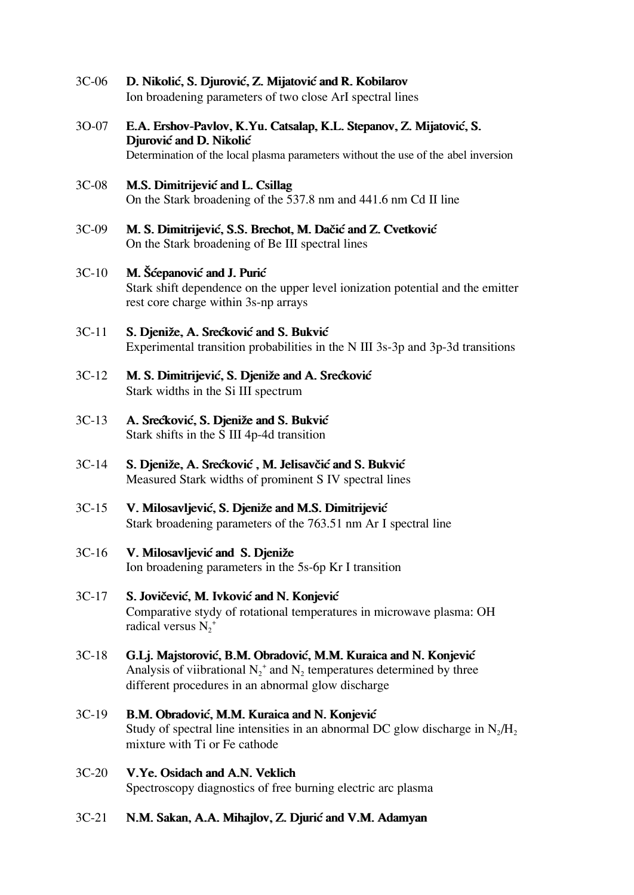3C-06 **D. Nikolić, S. Djurović, Z. Mijatović and R. Kobilarov**
Ion broadening parameters of two close ArI spectral lines

3O-07 **E.A. Ershov-Pavlov, K.Yu. Catsalap, K.L. Stepanov, Z. Mijatović, S. Djurović and D. Nikolić**
Determination of the local plasma parameters without the use of the abel inversion

3C-08 **M.S. Dimitrijević and L. Csillag**
On the Stark broadening of the 537.8 nm and 441.6 nm Cd II line

3C-09 **M. S. Dimitrijević, S.S. Brechot, M. Dačić and Z. Cvetković**
On the Stark broadening of Be III spectral lines

3C-10 **M. Šćepanović and J. Purić**
Stark shift dependence on the upper level ionization potential and the emitter rest core charge within 3s-np arrays

3C-11 **S. Djeniže, A. Srećković and S. Bukvić**
Experimental transition probabilities in the N III 3s-3p and 3p-3d transitions

3C-12 **M. S. Dimitrijević, S. Djeniže and A. Srećković**
Stark widths in the Si III spectrum

3C-13 **A. Srećković, S. Djeniže and S. Bukvić**
Stark shifts in the S III 4p-4d transition

3C-14 **S. Djeniže, A. Srećković , M. Jelisavčić and S. Bukvić**
Measured Stark widths of prominent S IV spectral lines

3C-15 **V. Milosavljević, S. Djeniže and M.S. Dimitrijević**
Stark broadening parameters of the 763.51 nm Ar I spectral line

3C-16 **V. Milosavljević and S. Djeniže**
Ion broadening parameters in the 5s-6p Kr I transition

3C-17 **S. Jovičević, M. Ivković and N. Konjević**
Comparative stydy of rotational temperatures in microwave plasma: OH radical versus $N_2^+$

3C-18 **G.Lj. Majstorović, B.M. Obradović, M.M. Kuraica and N. Konjević**
Analysis of viibrational $N_2^+$ and $N_2$ temperatures determined by three different procedures in an abnormal glow discharge

3C-19 **B.M. Obradović, M.M. Kuraica and N. Konjević**
Study of spectral line intensities in an abnormal DC glow discharge in $N_2/H_2$ mixture with Ti or Fe cathode

3C-20 **V.Ye. Osidach and A.N. Veklich**
Spectroscopy diagnostics of free burning electric arc plasma

3C-21 **N.M. Sakan, A.A. Mihajlov, Z. Djurić and V.M. Adamyan**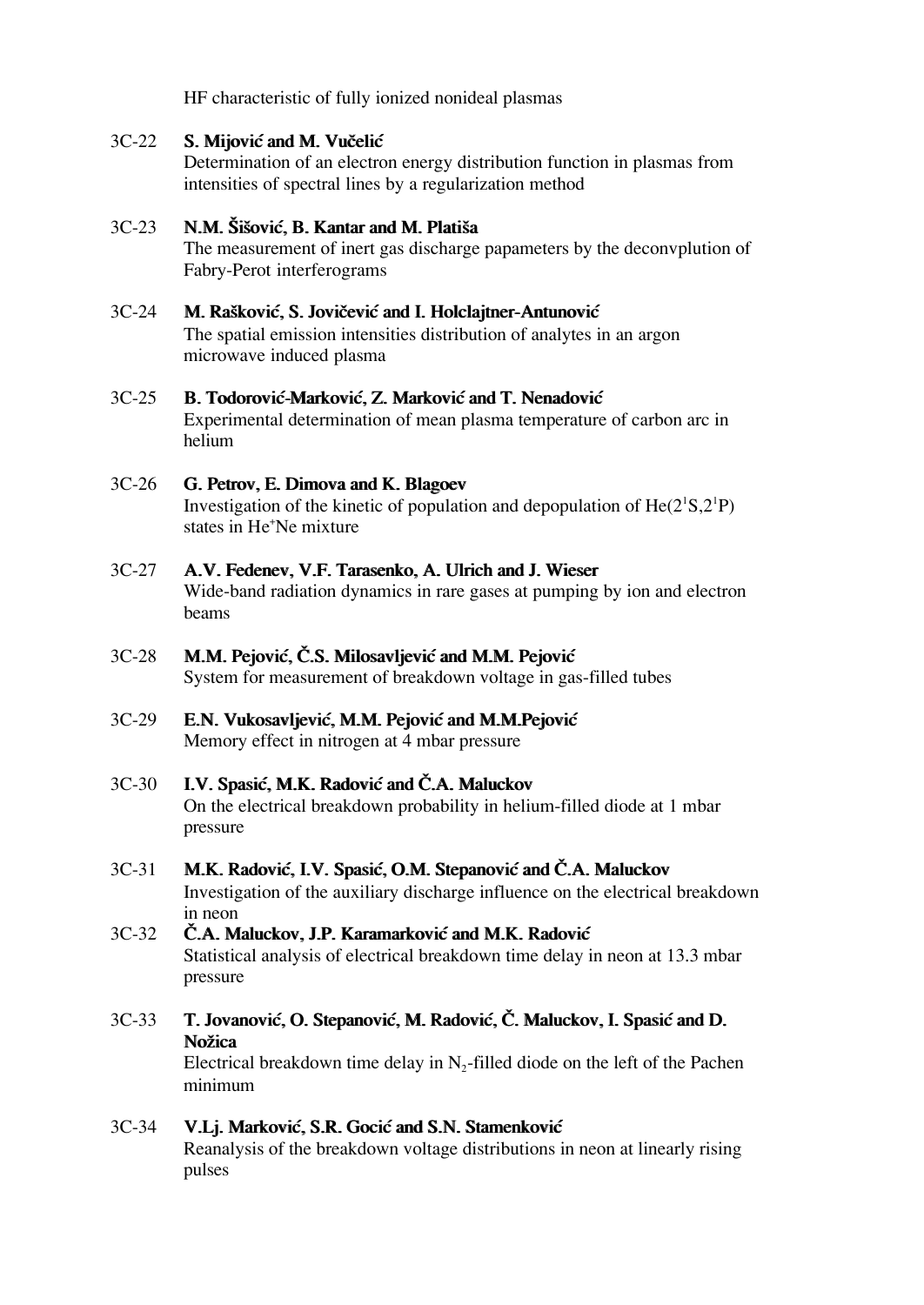HF characteristic of fully ionized nonideal plasmas

3C-22 **S. Mijović and M. Vučelić**
Determination of an electron energy distribution function in plasmas from intensities of spectral lines by a regularization method

3C-23 **N.M. Šišović, B. Kantar and M. Platiša**
The measurement of inert gas discharge papameters by the deconvplution of Fabry-Perot interferograms

3C-24 **M. Rašković, S. Jovičević and I. Holclajtner-Antunović**
The spatial emission intensities distribution of analytes in an argon microwave induced plasma

3C-25 **B. Todorović-Marković, Z. Marković and T. Nenadović**
Experimental determination of mean plasma temperature of carbon arc in helium

3C-26 **G. Petrov, E. Dimova and K. Blagoev**
Investigation of the kinetic of population and depopulation of He($2^1S$,$2^1P$) states in $He^+Ne$ mixture

3C-27 **A.V. Fedenev, V.F. Tarasenko, A. Ulrich and J. Wieser**
Wide-band radiation dynamics in rare gases at pumping by ion and electron beams

3C-28 **M.M. Pejović, Č.S. Milosavljević and M.M. Pejović**
System for measurement of breakdown voltage in gas-filled tubes

3C-29 **E.N. Vukosavljević, M.M. Pejović and M.M.Pejović**
Memory effect in nitrogen at 4 mbar pressure

3C-30 **I.V. Spasić, M.K. Radović and Č.A. Maluckov**
On the electrical breakdown probability in helium-filled diode at 1 mbar pressure

3C-31 **M.K. Radović, I.V. Spasić, O.M. Stepanović and Č.A. Maluckov**
Investigation of the auxiliary discharge influence on the electrical breakdown in neon

3C-32 **Č.A. Maluckov, J.P. Karamarković and M.K. Radović**
Statistical analysis of electrical breakdown time delay in neon at 13.3 mbar pressure

3C-33 **T. Jovanović, O. Stepanović, M. Radović, Č. Maluckov, I. Spasić and D. Nožica**
Electrical breakdown time delay in $N_2$-filled diode on the left of the Pachen minimum

3C-34 **V.Lj. Marković, S.R. Gocić and S.N. Stamenković**
Reanalysis of the breakdown voltage distributions in neon at linearly rising pulses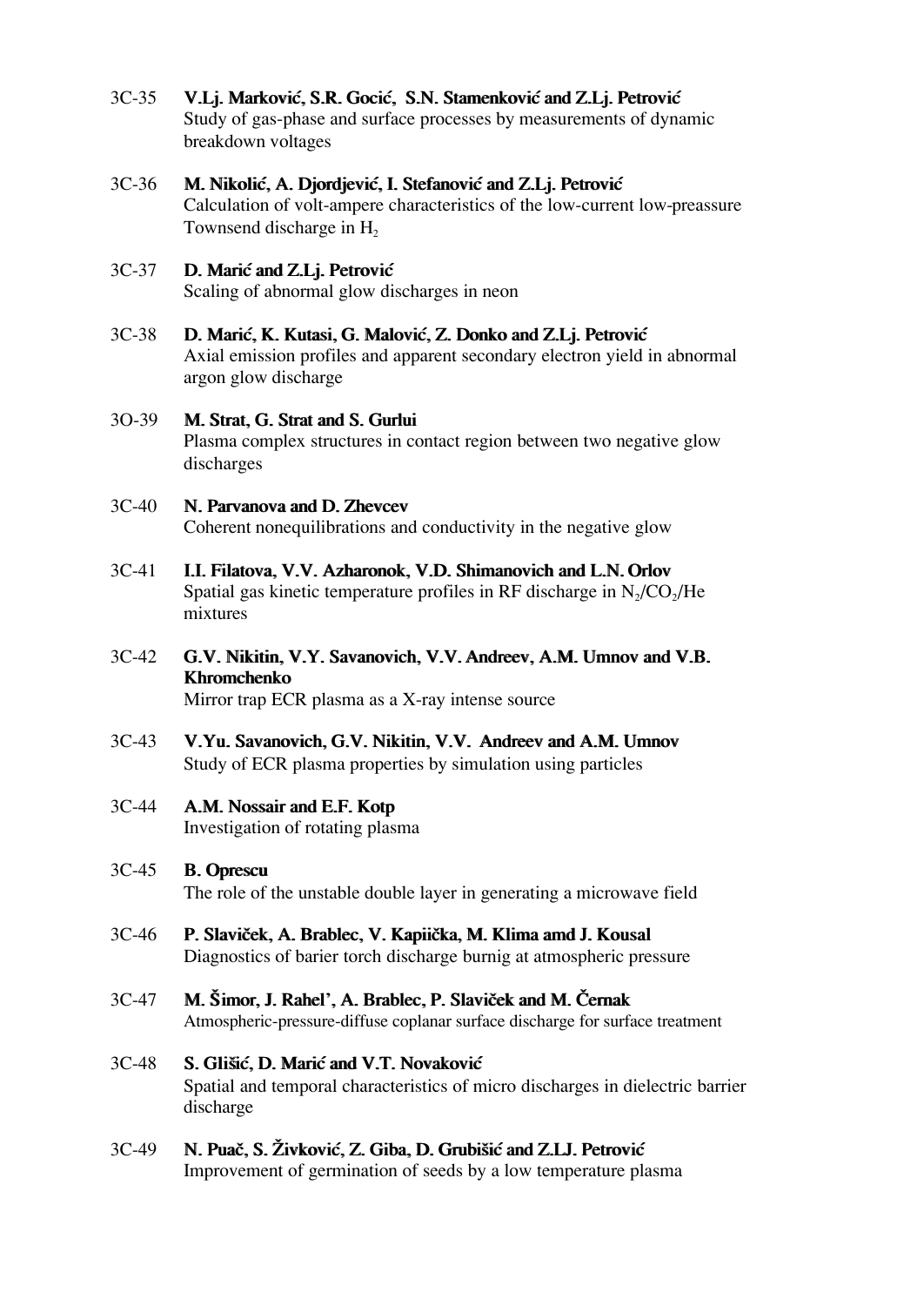3C-35 **V.Lj. Marković, S.R. Gocić, S.N. Stamenković and Z.Lj. Petrović**
Study of gas-phase and surface processes by measurements of dynamic breakdown voltages

3C-36 **M. Nikolić, A. Djordjević, I. Stefanović and Z.Lj. Petrović**
Calculation of volt-ampere characteristics of the low-current low-preassure Townsend discharge in $H_2$

3C-37 **D. Marić and Z.Lj. Petrović**
Scaling of abnormal glow discharges in neon

3C-38 **D. Marić, K. Kutasi, G. Malović, Z. Donko and Z.Lj. Petrović**
Axial emission profiles and apparent secondary electron yield in abnormal argon glow discharge

3O-39 **M. Strat, G. Strat and S. Gurlui**
Plasma complex structures in contact region between two negative glow discharges

3C-40 **N. Parvanova and D. Zhevcev**
Coherent nonequilibrations and conductivity in the negative glow

3C-41 **I.I. Filatova, V.V. Azharonok, V.D. Shimanovich and L.N. Orlov**
Spatial gas kinetic temperature profiles in RF discharge in $N_2$/$CO_2$/He mixtures

3C-42 **G.V. Nikitin, V.Y. Savanovich, V.V. Andreev, A.M. Umnov and V.B. Khromchenko**
Mirror trap ECR plasma as a X-ray intense source

3C-43 **V.Yu. Savanovich, G.V. Nikitin, V.V. Andreev and A.M. Umnov**
Study of ECR plasma properties by simulation using particles

3C-44 **A.M. Nossair and E.F. Kotp**
Investigation of rotating plasma

3C-45 **B. Oprescu**
The role of the unstable double layer in generating a microwave field

3C-46 **P. Slaviček, A. Brablec, V. Kapiička, M. Klima amd J. Kousal**
Diagnostics of barier torch discharge burnig at atmospheric pressure

3C-47 **M. Šimor, J. Rahel', A. Brablec, P. Slaviček and M. Černak**
Atmospheric-pressure-diffuse coplanar surface discharge for surface treatment

3C-48 **S. Glišić, D. Marić and V.T. Novaković**
Spatial and temporal characteristics of micro discharges in dielectric barrier discharge

3C-49 **N. Puač, S. Živković, Z. Giba, D. Grubišić and Z.LJ. Petrović**
Improvement of germination of seeds by a low temperature plasma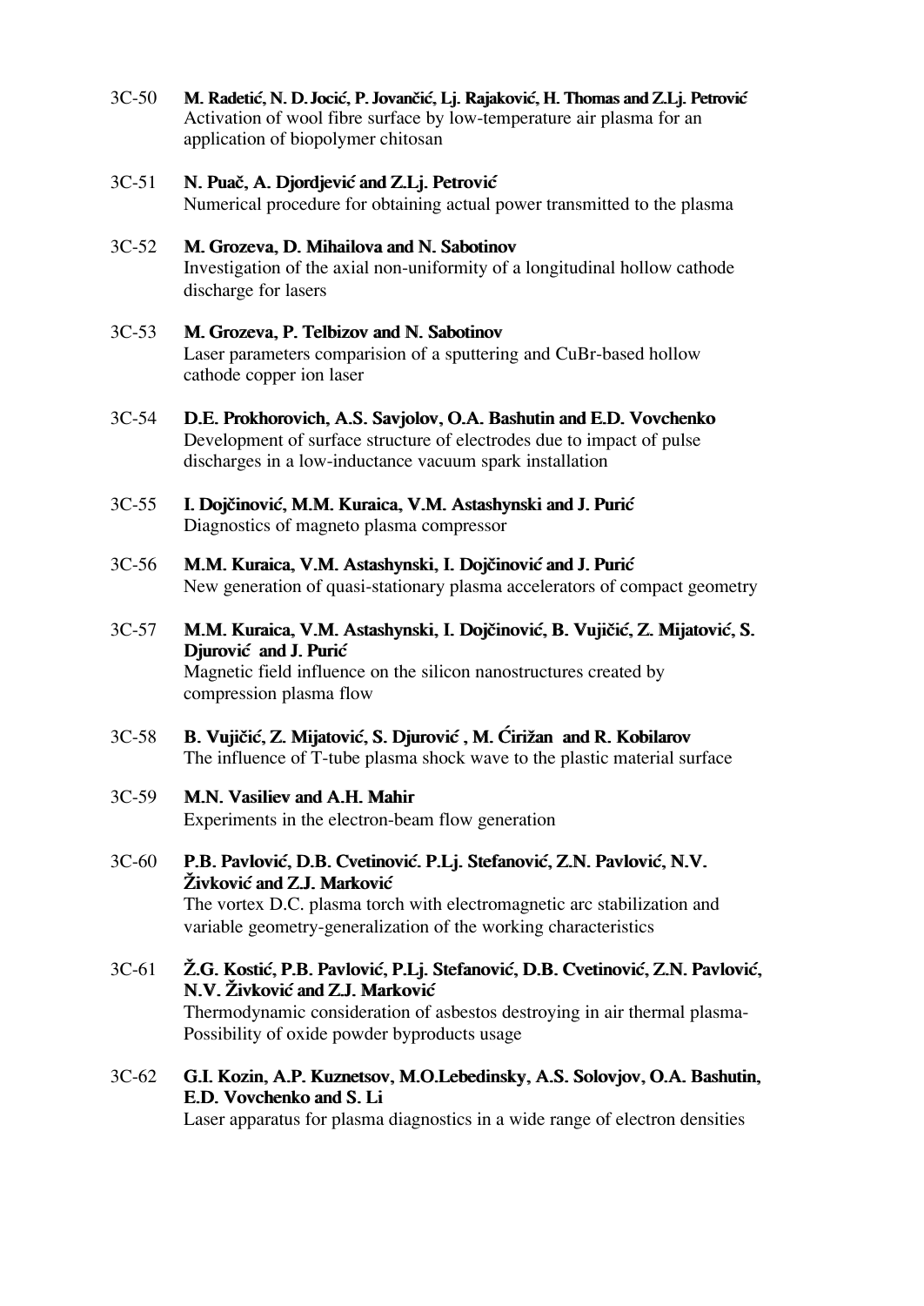3C-50 **M. Radetić, N. D. Jocić, P. Jovančić, Lj. Rajaković, H. Thomas and Z.Lj. Petrović**
Activation of wool fibre surface by low-temperature air plasma for an application of biopolymer chitosan

3C-51 **N. Puač, A. Djordjević and Z.Lj. Petrović**
Numerical procedure for obtaining actual power transmitted to the plasma

3C-52 **M. Grozeva, D. Mihailova and N. Sabotinov**
Investigation of the axial non-uniformity of a longitudinal hollow cathode discharge for lasers

3C-53 **M. Grozeva, P. Telbizov and N. Sabotinov**
Laser parameters comparision of a sputtering and CuBr-based hollow cathode copper ion laser

3C-54 **D.E. Prokhorovich, A.S. Savjolov, O.A. Bashutin and E.D. Vovchenko**
Development of surface structure of electrodes due to impact of pulse discharges in a low-inductance vacuum spark installation

3C-55 **I. Dojčinović, M.M. Kuraica, V.M. Astashynski and J. Purić**
Diagnostics of magneto plasma compressor

3C-56 **M.M. Kuraica, V.M. Astashynski, I. Dojčinović and J. Purić**
New generation of quasi-stationary plasma accelerators of compact geometry

3C-57 **M.M. Kuraica, V.M. Astashynski, I. Dojčinović, B. Vujičić, Z. Mijatović, S. Djurović and J. Purić**
Magnetic field influence on the silicon nanostructures created by compression plasma flow

3C-58 **B. Vujičić, Z. Mijatović, S. Djurović , M. Ćirižan and R. Kobilarov**
The influence of T-tube plasma shock wave to the plastic material surface

3C-59 **M.N. Vasiliev and A.H. Mahir**
Experiments in the electron-beam flow generation

3C-60 **P.B. Pavlović, D.B. Cvetinović. P.Lj. Stefanović, Z.N. Pavlović, N.V. Živković and Z.J. Marković**
The vortex D.C. plasma torch with electromagnetic arc stabilization and variable geometry-generalization of the working characteristics

3C-61 **Ž.G. Kostić, P.B. Pavlović, P.Lj. Stefanović, D.B. Cvetinović, Z.N. Pavlović, N.V. Živković and Z.J. Marković**
Thermodynamic consideration of asbestos destroying in air thermal plasma-Possibility of oxide powder byproducts usage

3C-62 **G.I. Kozin, A.P. Kuznetsov, M.O.Lebedinsky, A.S. Solovjov, O.A. Bashutin, E.D. Vovchenko and S. Li**
Laser apparatus for plasma diagnostics in a wide range of electron densities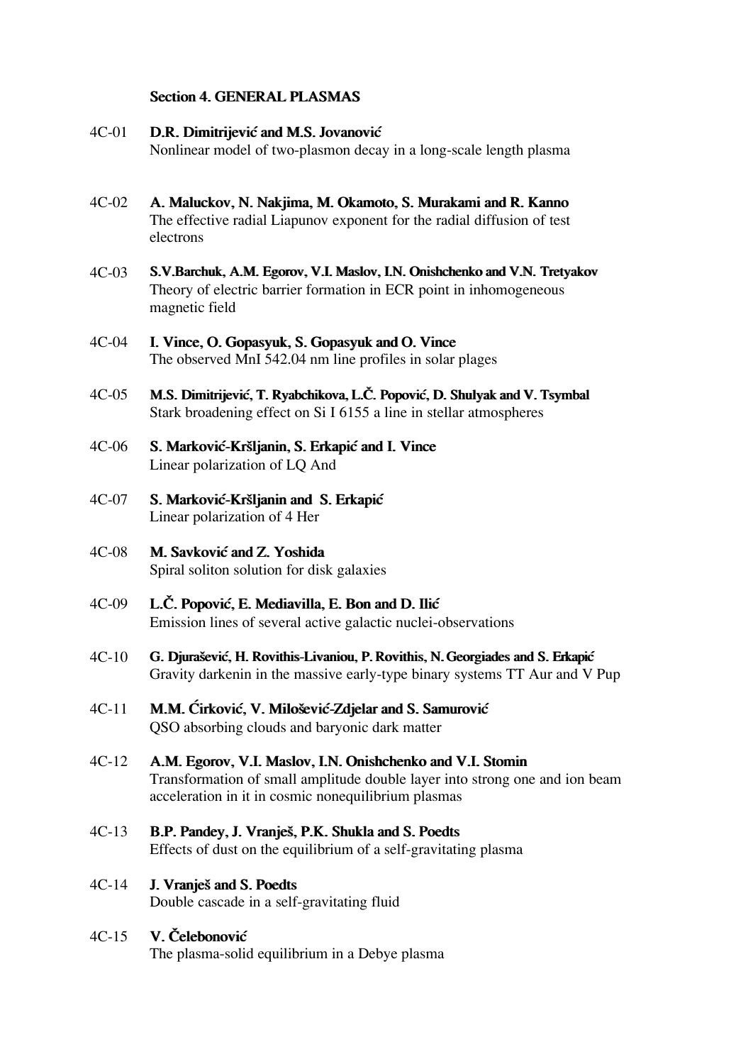## Section 4. GENERAL PLASMAS

4C-01 **D.R. Dimitrijević and M.S. Jovanović**
Nonlinear model of two-plasmon decay in a long-scale length plasma

4C-02 **A. Maluckov, N. Nakjima, M. Okamoto, S. Murakami and R. Kanno**
The effective radial Liapunov exponent for the radial diffusion of test electrons

4C-03 **S.V.Barchuk, A.M. Egorov, V.I. Maslov, I.N. Onishchenko and V.N. Tretyakov**
Theory of electric barrier formation in ECR point in inhomogeneous magnetic field

4C-04 **I. Vince, O. Gopasyuk, S. Gopasyuk and O. Vince**
The observed MnI 542.04 nm line profiles in solar plages

4C-05 **M.S. Dimitrijević, T. Ryabchikova, L.Č. Popović, D. Shulyak and V. Tsymbal**
Stark broadening effect on Si I 6155 a line in stellar atmospheres

4C-06 **S. Marković-Kršljanin, S. Erkapić and I. Vince**
Linear polarization of LQ And

4C-07 **S. Marković-Kršljanin and S. Erkapić**
Linear polarization of 4 Her

4C-08 **M. Savković and Z. Yoshida**
Spiral soliton solution for disk galaxies

4C-09 **L.Č. Popović, E. Mediavilla, E. Bon and D. Ilić**
Emission lines of several active galactic nuclei-observations

4C-10 **G. Djurašević, H. Rovithis-Livaniou, P. Rovithis, N. Georgiades and S. Erkapić**
Gravity darkenin in the massive early-type binary systems TT Aur and V Pup

4C-11 **M.M. Ćirković, V. Milošević-Zdjelar and S. Samurović**
QSO absorbing clouds and baryonic dark matter

4C-12 **A.M. Egorov, V.I. Maslov, I.N. Onishchenko and V.I. Stomin**
Transformation of small amplitude double layer into strong one and ion beam acceleration in it in cosmic nonequilibrium plasmas

4C-13 **B.P. Pandey, J. Vranješ, P.K. Shukla and S. Poedts**
Effects of dust on the equilibrium of a self-gravitating plasma

4C-14 **J. Vranješ and S. Poedts**
Double cascade in a self-gravitating fluid

4C-15 **V. Čelebonović**
The plasma-solid equilibrium in a Debye plasma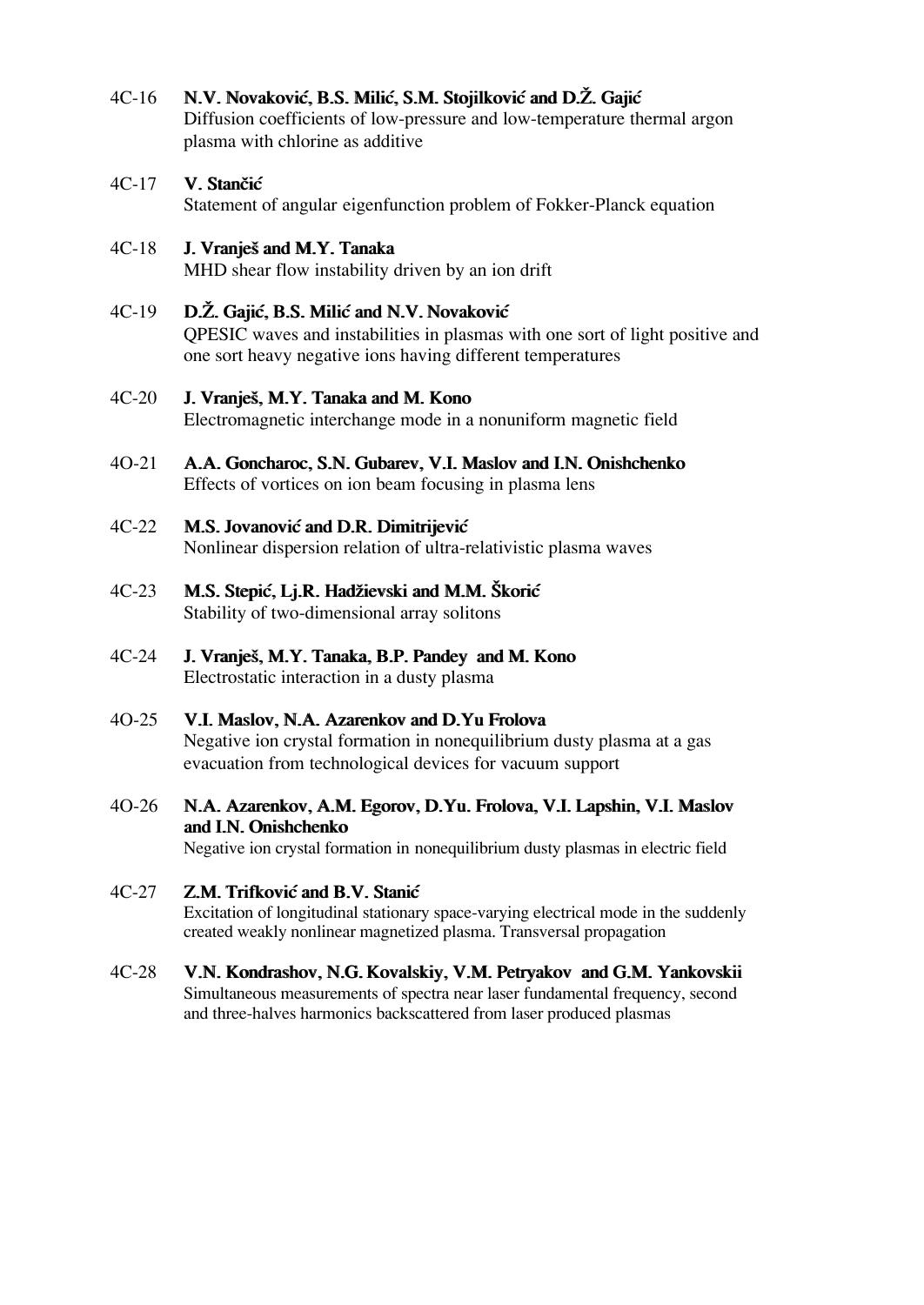4C-16 **N.V. Novaković, B.S. Milić, S.M. Stojilković and D.Ž. Gajić**
Diffusion coefficients of low-pressure and low-temperature thermal argon plasma with chlorine as additive

4C-17 **V. Stančić**
Statement of angular eigenfunction problem of Fokker-Planck equation

4C-18 **J. Vranješ and M.Y. Tanaka**
MHD shear flow instability driven by an ion drift

4C-19 **D.Ž. Gajić, B.S. Milić and N.V. Novaković**
QPESIC waves and instabilities in plasmas with one sort of light positive and one sort heavy negative ions having different temperatures

4C-20 **J. Vranješ, M.Y. Tanaka and M. Kono**
Electromagnetic interchange mode in a nonuniform magnetic field

4O-21 **A.A. Goncharoc, S.N. Gubarev, V.I. Maslov and I.N. Onishchenko**
Effects of vortices on ion beam focusing in plasma lens

4C-22 **M.S. Jovanović and D.R. Dimitrijević**
Nonlinear dispersion relation of ultra-relativistic plasma waves

4C-23 **M.S. Stepić, Lj.R. Hadžievski and M.M. Škorić**
Stability of two-dimensional array solitons

4C-24 **J. Vranješ, M.Y. Tanaka, B.P. Pandey and M. Kono**
Electrostatic interaction in a dusty plasma

4O-25 **V.I. Maslov, N.A. Azarenkov and D.Yu Frolova**
Negative ion crystal formation in nonequilibrium dusty plasma at a gas evacuation from technological devices for vacuum support

4O-26 **N.A. Azarenkov, A.M. Egorov, D.Yu. Frolova, V.I. Lapshin, V.I. Maslov and I.N. Onishchenko**
Negative ion crystal formation in nonequilibrium dusty plasmas in electric field

4C-27 **Z.M. Trifković and B.V. Stanić**
Excitation of longitudinal stationary space-varying electrical mode in the suddenly created weakly nonlinear magnetized plasma. Transversal propagation

4C-28 **V.N. Kondrashov, N.G. Kovalskiy, V.M. Petryakov and G.M. Yankovskii**
Simultaneous measurements of spectra near laser fundamental frequency, second and three-halves harmonics backscattered from laser produced plasmas